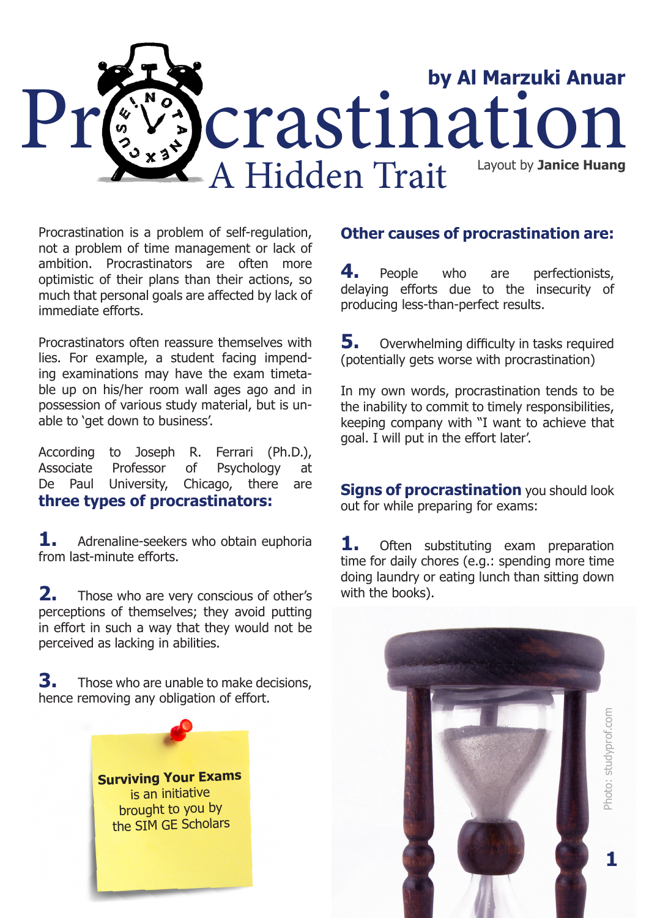# Procrastination

## A Hidden Trait

**by Al Marzuki Anuar**

Layout by **Janice Huang**

Procrastination is a problem of self-regulation, not a problem of time management or lack of ambition. Procrastinators are often more optimistic of their plans than their actions, so much that personal goals are affected by lack of immediate efforts.

Procrastinators often reassure themselves with lies. For example, a student facing impending examinations may have the exam timetable up on his/her room wall ages ago and in possession of various study material, but is unable to 'get down to business'.

According to Joseph R. Ferrari (Ph.D.), Associate Professor of Psychology at De Paul University, Chicago, there are **three types of procrastinators:**

**1.** Adrenaline-seekers who obtain euphoria from last-minute efforts.

**2.** Those who are very conscious of other's perceptions of themselves; they avoid putting in effort in such a way that they would not be perceived as lacking in abilities.

**3.** Those who are unable to make decisions, hence removing any obligation of effort.

**Surviving Your Exams** is an initiative brought to you by the SIM GE Scholars

### Other causes of procrastination are:

**4.** People who are perfectionists, delaying efforts due to the insecurity of producing less-than-perfect results.

**5.** Overwhelming difficulty in tasks required (potentially gets worse with procrastination)

In my own words, procrastination tends to be the inability to commit to timely responsibilities, keeping company with "I want to achieve that goal. I will put in the effort later'.

**Signs of procrastination** you should look out for while preparing for exams:

**1.** Often substituting exam preparation time for daily chores (e.g.: spending more time doing laundry or eating lunch than sitting down with the books).

Photo: studyprof.com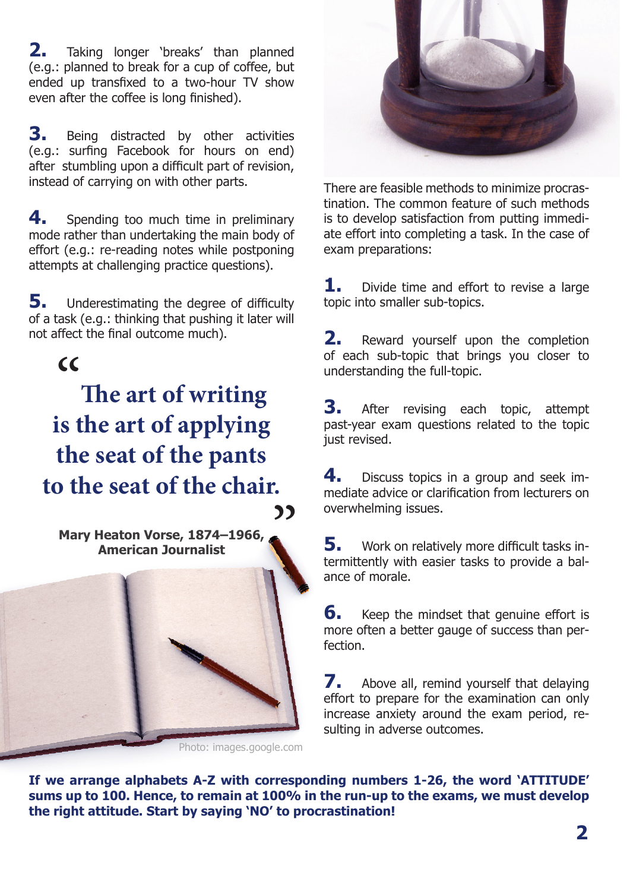**2.** Taking longer 'breaks' than planned (e.g.: planned to break for a cup of coffee, but ended up transfixed to a two-hour TV show even after the coffee is long finished).

**3.** Being distracted by other activities (e.g.: surfing Facebook for hours on end) after stumbling upon a difficult part of revision, instead of carrying on with other parts.

**4.** Spending too much time in preliminary mode rather than undertaking the main body of effort (e.g.: re-reading notes while postponing attempts at challenging practice questions).

**5.** Underestimating the degree of difficulty of a task (e.g.: thinking that pushing it later will not affect the final outcome much).

> **"The art of writing is the art of applying the seat of the pants to the seat of the chair."**
>
> **Mary Heaton Vorse, 1874–1966, American Journalist**

Photo: images.google.com

There are feasible methods to minimize procrastination. The common feature of such methods is to develop satisfaction from putting immediate effort into completing a task. In the case of exam preparations:

**1.** Divide time and effort to revise a large topic into smaller sub-topics.

**2.** Reward yourself upon the completion of each sub-topic that brings you closer to understanding the full-topic.

**3.** After revising each topic, attempt past-year exam questions related to the topic just revised.

**4.** Discuss topics in a group and seek immediate advice or clarification from lecturers on overwhelming issues.

**5.** Work on relatively more difficult tasks intermittently with easier tasks to provide a balance of morale.

**6.** Keep the mindset that genuine effort is more often a better gauge of success than perfection.

**7.** Above all, remind yourself that delaying effort to prepare for the examination can only increase anxiety around the exam period, resulting in adverse outcomes.

**If we arrange alphabets A-Z with corresponding numbers 1-26, the word 'ATTITUDE' sums up to 100. Hence, to remain at 100% in the run-up to the exams, we must develop the right attitude. Start by saying 'NO' to procrastination!**